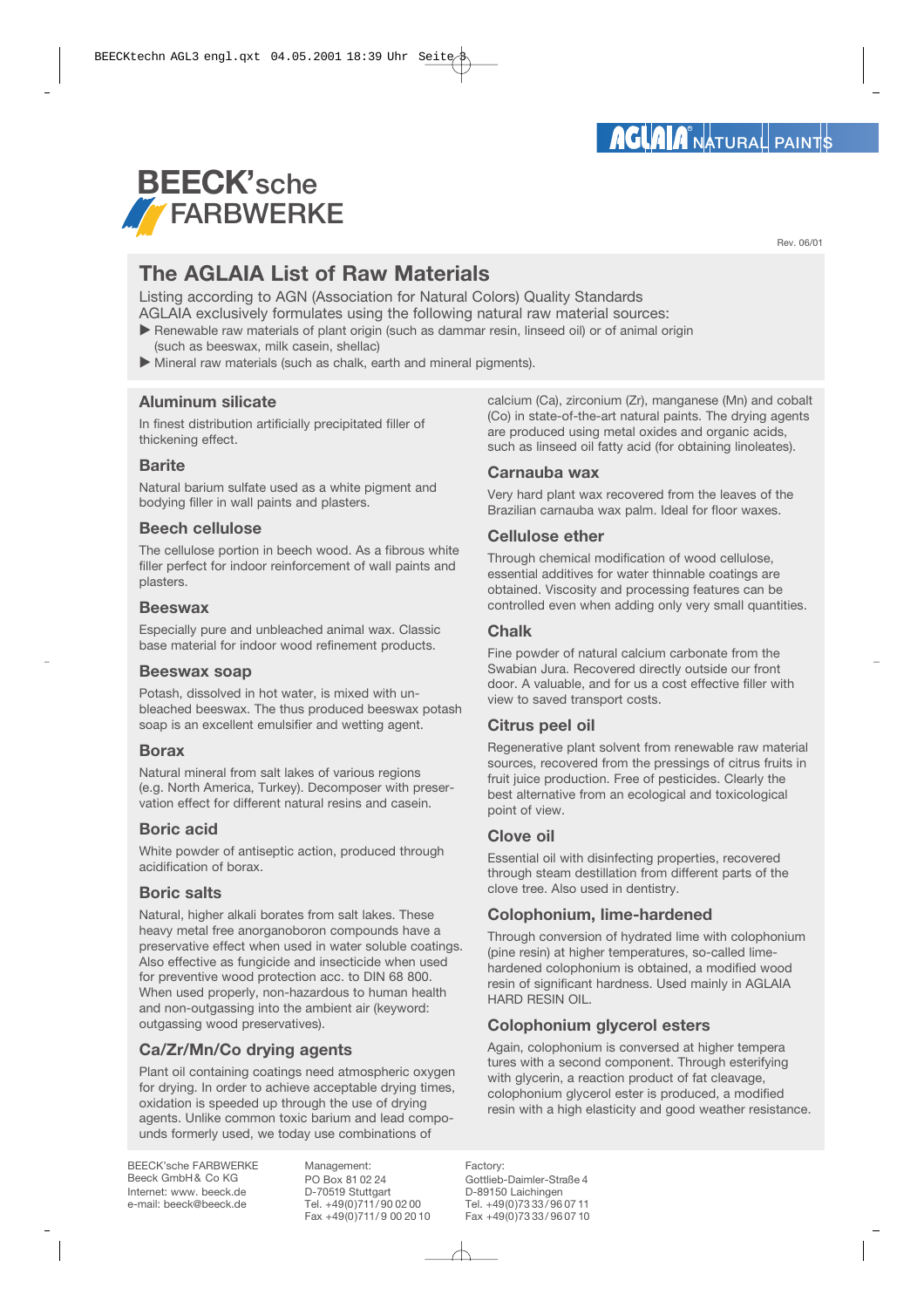AGLAIA® NATURAL PAINTS

BEECK'sche FARBWERKE

Rev. 06/01

# The AGLAIA List of Raw Materials

Listing according to AGN (Association for Natural Colors) Quality Standards
AGLAIA exclusively formulates using the following natural raw material sources:

- ▶ Renewable raw materials of plant origin (such as dammar resin, linseed oil) or of animal origin (such as beeswax, milk casein, shellac)
- ▶ Mineral raw materials (such as chalk, earth and mineral pigments).

## Aluminum silicate

In finest distribution artificially precipitated filler of thickening effect.

## Barite

Natural barium sulfate used as a white pigment and bodying filler in wall paints and plasters.

## Beech cellulose

The cellulose portion in beech wood. As a fibrous white filler perfect for indoor reinforcement of wall paints and plasters.

## Beeswax

Especially pure and unbleached animal wax. Classic base material for indoor wood refinement products.

## Beeswax soap

Potash, dissolved in hot water, is mixed with unbleached beeswax. The thus produced beeswax potash soap is an excellent emulsifier and wetting agent.

## Borax

Natural mineral from salt lakes of various regions (e.g. North America, Turkey). Decomposer with preservation effect for different natural resins and casein.

## Boric acid

White powder of antiseptic action, produced through acidification of borax.

## Boric salts

Natural, higher alkali borates from salt lakes. These heavy metal free anorganoboron compounds have a preservative effect when used in water soluble coatings. Also effective as fungicide and insecticide when used for preventive wood protection acc. to DIN 68 800. When used properly, non-hazardous to human health and non-outgassing into the ambient air (keyword: outgassing wood preservatives).

## Ca/Zr/Mn/Co drying agents

Plant oil containing coatings need atmospheric oxygen for drying. In order to achieve acceptable drying times, oxidation is speeded up through the use of drying agents. Unlike common toxic barium and lead compounds formerly used, we today use combinations of calcium (Ca), zirconium (Zr), manganese (Mn) and cobalt (Co) in state-of-the-art natural paints. The drying agents are produced using metal oxides and organic acids, such as linseed oil fatty acid (for obtaining linoleates).

## Carnauba wax

Very hard plant wax recovered from the leaves of the Brazilian carnauba wax palm. Ideal for floor waxes.

## Cellulose ether

Through chemical modification of wood cellulose, essential additives for water thinnable coatings are obtained. Viscosity and processing features can be controlled even when adding only very small quantities.

## Chalk

Fine powder of natural calcium carbonate from the Swabian Jura. Recovered directly outside our front door. A valuable, and for us a cost effective filler with view to saved transport costs.

## Citrus peel oil

Regenerative plant solvent from renewable raw material sources, recovered from the pressings of citrus fruits in fruit juice production. Free of pesticides. Clearly the best alternative from an ecological and toxicological point of view.

## Clove oil

Essential oil with disinfecting properties, recovered through steam destillation from different parts of the clove tree. Also used in dentistry.

## Colophonium, lime-hardened

Through conversion of hydrated lime with colophonium (pine resin) at higher temperatures, so-called lime-hardened colophonium is obtained, a modified wood resin of significant hardness. Used mainly in AGLAIA HARD RESIN OIL.

## Colophonium glycerol esters

Again, colophonium is conversed at higher temperatures with a second component. Through esterifying with glycerin, a reaction product of fat cleavage, colophonium glycerol ester is produced, a modified resin with a high elasticity and good weather resistance.

BEECK'sche FARBWERKE
Beeck GmbH & Co KG
Internet: www. beeck.de
e-mail: beeck@beeck.de

Management:
PO Box 81 02 24
D-70519 Stuttgart
Tel. +49(0)711/90 02 00
Fax +49(0)711/9 00 20 10

Factory:
Gottlieb-Daimler-Straße 4
D-89150 Laichingen
Tel. +49(0)73 33/96 07 11
Fax +49(0)73 33/96 07 10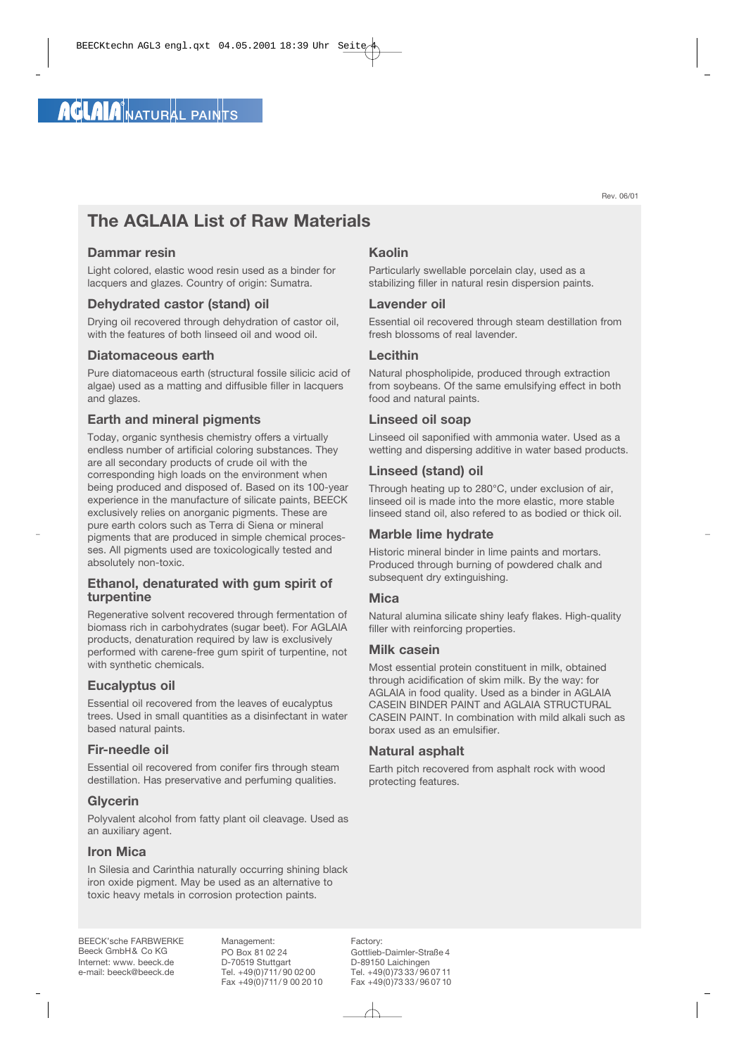AGLAIA NATURAL PAINTS

Rev. 06/01

# The AGLAIA List of Raw Materials

## Dammar resin

Light colored, elastic wood resin used as a binder for lacquers and glazes. Country of origin: Sumatra.

## Dehydrated castor (stand) oil

Drying oil recovered through dehydration of castor oil, with the features of both linseed oil and wood oil.

## Diatomaceous earth

Pure diatomaceous earth (structural fossile silicic acid of algae) used as a matting and diffusible filler in lacquers and glazes.

## Earth and mineral pigments

Today, organic synthesis chemistry offers a virtually endless number of artificial coloring substances. They are all secondary products of crude oil with the corresponding high loads on the environment when being produced and disposed of. Based on its 100-year experience in the manufacture of silicate paints, BEECK exclusively relies on anorganic pigments. These are pure earth colors such as Terra di Siena or mineral pigments that are produced in simple chemical processes. All pigments used are toxicologically tested and absolutely non-toxic.

## Ethanol, denaturated with gum spirit of turpentine

Regenerative solvent recovered through fermentation of biomass rich in carbohydrates (sugar beet). For AGLAIA products, denaturation required by law is exclusively performed with carene-free gum spirit of turpentine, not with synthetic chemicals.

## Eucalyptus oil

Essential oil recovered from the leaves of eucalyptus trees. Used in small quantities as a disinfectant in water based natural paints.

## Fir-needle oil

Essential oil recovered from conifer firs through steam destillation. Has preservative and perfuming qualities.

## Glycerin

Polyvalent alcohol from fatty plant oil cleavage. Used as an auxiliary agent.

## Iron Mica

In Silesia and Carinthia naturally occurring shining black iron oxide pigment. May be used as an alternative to toxic heavy metals in corrosion protection paints.

## Kaolin

Particularly swellable porcelain clay, used as a stabilizing filler in natural resin dispersion paints.

## Lavender oil

Essential oil recovered through steam destillation from fresh blossoms of real lavender.

## Lecithin

Natural phospholipide, produced through extraction from soybeans. Of the same emulsifying effect in both food and natural paints.

## Linseed oil soap

Linseed oil saponified with ammonia water. Used as a wetting and dispersing additive in water based products.

## Linseed (stand) oil

Through heating up to 280°C, under exclusion of air, linseed oil is made into the more elastic, more stable linseed stand oil, also refered to as bodied or thick oil.

## Marble lime hydrate

Historic mineral binder in lime paints and mortars. Produced through burning of powdered chalk and subsequent dry extinguishing.

## Mica

Natural alumina silicate shiny leafy flakes. High-quality filler with reinforcing properties.

## Milk casein

Most essential protein constituent in milk, obtained through acidification of skim milk. By the way: for AGLAIA in food quality. Used as a binder in AGLAIA CASEIN BINDER PAINT and AGLAIA STRUCTURAL CASEIN PAINT. In combination with mild alkali such as borax used as an emulsifier.

## Natural asphalt

Earth pitch recovered from asphalt rock with wood protecting features.

BEECK'sche FARBWERKE
Beeck GmbH& Co KG
Internet: www. beeck.de
e-mail: beeck@beeck.de

Management:
PO Box 81 02 24
D-70519 Stuttgart
Tel. +49(0)711/ 90 02 00
Fax +49(0)711/ 9 00 20 10

Factory:
Gottlieb-Daimler-Straße 4
D-89150 Laichingen
Tel. +49(0)73 33/ 96 07 11
Fax +49(0)73 33/ 96 07 10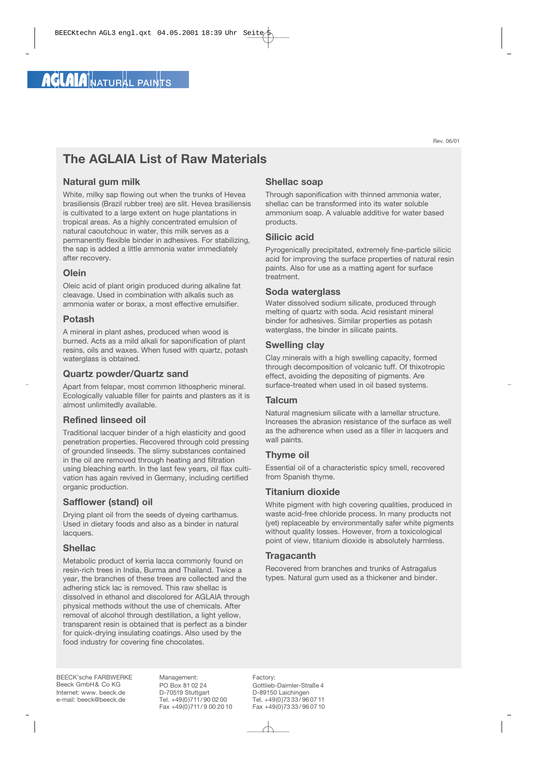Rev. 06/01

# The AGLAIA List of Raw Materials

## Natural gum milk

White, milky sap flowing out when the trunks of Hevea brasiliensis (Brazil rubber tree) are slit. Hevea brasiliensis is cultivated to a large extent on huge plantations in tropical areas. As a highly concentrated emulsion of natural caoutchouc in water, this milk serves as a permanently flexible binder in adhesives. For stabilizing, the sap is added a little ammonia water immediately after recovery.

## Olein

Oleic acid of plant origin produced during alkaline fat cleavage. Used in combination with alkalis such as ammonia water or borax, a most effective emulsifier.

## Potash

A mineral in plant ashes, produced when wood is burned. Acts as a mild alkali for saponification of plant resins, oils and waxes. When fused with quartz, potash waterglass is obtained.

## Quartz powder/Quartz sand

Apart from felspar, most common lithospheric mineral. Ecologically valuable filler for paints and plasters as it is almost unlimitedly available.

## Refined linseed oil

Traditional lacquer binder of a high elasticity and good penetration properties. Recovered through cold pressing of grounded linseeds. The slimy substances contained in the oil are removed through heating and filtration using bleaching earth. In the last few years, oil flax cultivation has again revived in Germany, including certified organic production.

## Safflower (stand) oil

Drying plant oil from the seeds of dyeing carthamus. Used in dietary foods and also as a binder in natural lacquers.

## Shellac

Metabolic product of kerria lacca commonly found on resin-rich trees in India, Burma and Thailand. Twice a year, the branches of these trees are collected and the adhering stick lac is removed. This raw shellac is dissolved in ethanol and discolored for AGLAIA through physical methods without the use of chemicals. After removal of alcohol through destillation, a light yellow, transparent resin is obtained that is perfect as a binder for quick-drying insulating coatings. Also used by the food industry for covering fine chocolates.

## Shellac soap

Through saponification with thinned ammonia water, shellac can be transformed into its water soluble ammonium soap. A valuable additive for water based products.

## Silicic acid

Pyrogenically precipitated, extremely fine-particle silicic acid for improving the surface properties of natural resin paints. Also for use as a matting agent for surface treatment.

## Soda waterglass

Water dissolved sodium silicate, produced through melting of quartz with soda. Acid resistant mineral binder for adhesives. Similar properties as potash waterglass, the binder in silicate paints.

## Swelling clay

Clay minerals with a high swelling capacity, formed through decomposition of volcanic tuff. Of thixotropic effect, avoiding the depositing of pigments. Are surface-treated when used in oil based systems.

## Talcum

Natural magnesium silicate with a lamellar structure. Increases the abrasion resistance of the surface as well as the adherence when used as a filler in lacquers and wall paints.

## Thyme oil

Essential oil of a characteristic spicy smell, recovered from Spanish thyme.

## Titanium dioxide

White pigment with high covering qualities, produced in waste acid-free chloride process. In many products not (yet) replaceable by environmentally safer white pigments without quality losses. However, from a toxicological point of view, titanium dioxide is absolutely harmless.

## Tragacanth

Recovered from branches and trunks of Astragalus types. Natural gum used as a thickener and binder.

BEECK'sche FARBWERKE
Beeck GmbH& Co KG
Internet: www. beeck.de
e-mail: beeck@beeck.de

Management:
PO Box 81 02 24
D-70519 Stuttgart
Tel. +49(0)711/ 90 02 00
Fax +49(0)711/ 9 00 20 10

Factory:
Gottlieb-Daimler-Straße 4
D-89150 Laichingen
Tel. +49(0)73 33/ 96 07 11
Fax +49(0)73 33/ 96 07 10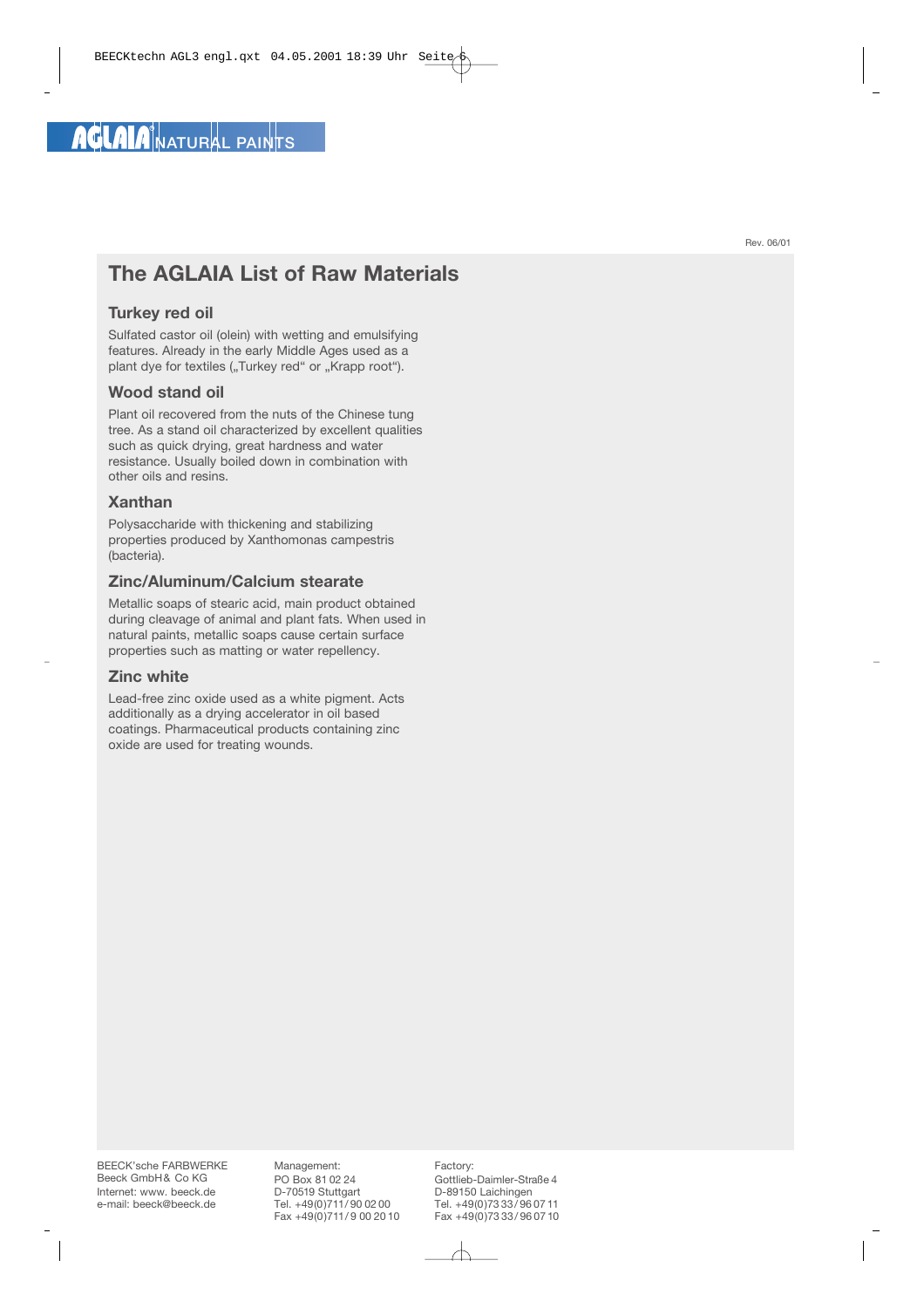Rev. 06/01

# The AGLAIA List of Raw Materials

## Turkey red oil

Sulfated castor oil (olein) with wetting and emulsifying features. Already in the early Middle Ages used as a plant dye for textiles („Turkey red“ or „Krapp root“).

## Wood stand oil

Plant oil recovered from the nuts of the Chinese tung tree. As a stand oil characterized by excellent qualities such as quick drying, great hardness and water resistance. Usually boiled down in combination with other oils and resins.

## Xanthan

Polysaccharide with thickening and stabilizing properties produced by Xanthomonas campestris (bacteria).

## Zinc/Aluminum/Calcium stearate

Metallic soaps of stearic acid, main product obtained during cleavage of animal and plant fats. When used in natural paints, metallic soaps cause certain surface properties such as matting or water repellency.

## Zinc white

Lead-free zinc oxide used as a white pigment. Acts additionally as a drying accelerator in oil based coatings. Pharmaceutical products containing zinc oxide are used for treating wounds.

BEECK'sche FARBWERKE
Beeck GmbH& Co KG
Internet: www. beeck.de
e-mail: beeck@beeck.de

Management:
PO Box 81 02 24
D-70519 Stuttgart
Tel. +49(0)711/ 90 02 00
Fax +49(0)711/ 9 00 20 10

Factory:
Gottlieb-Daimler-Straße 4
D-89150 Laichingen
Tel. +49(0)73 33/ 96 07 11
Fax +49(0)73 33/ 96 07 10